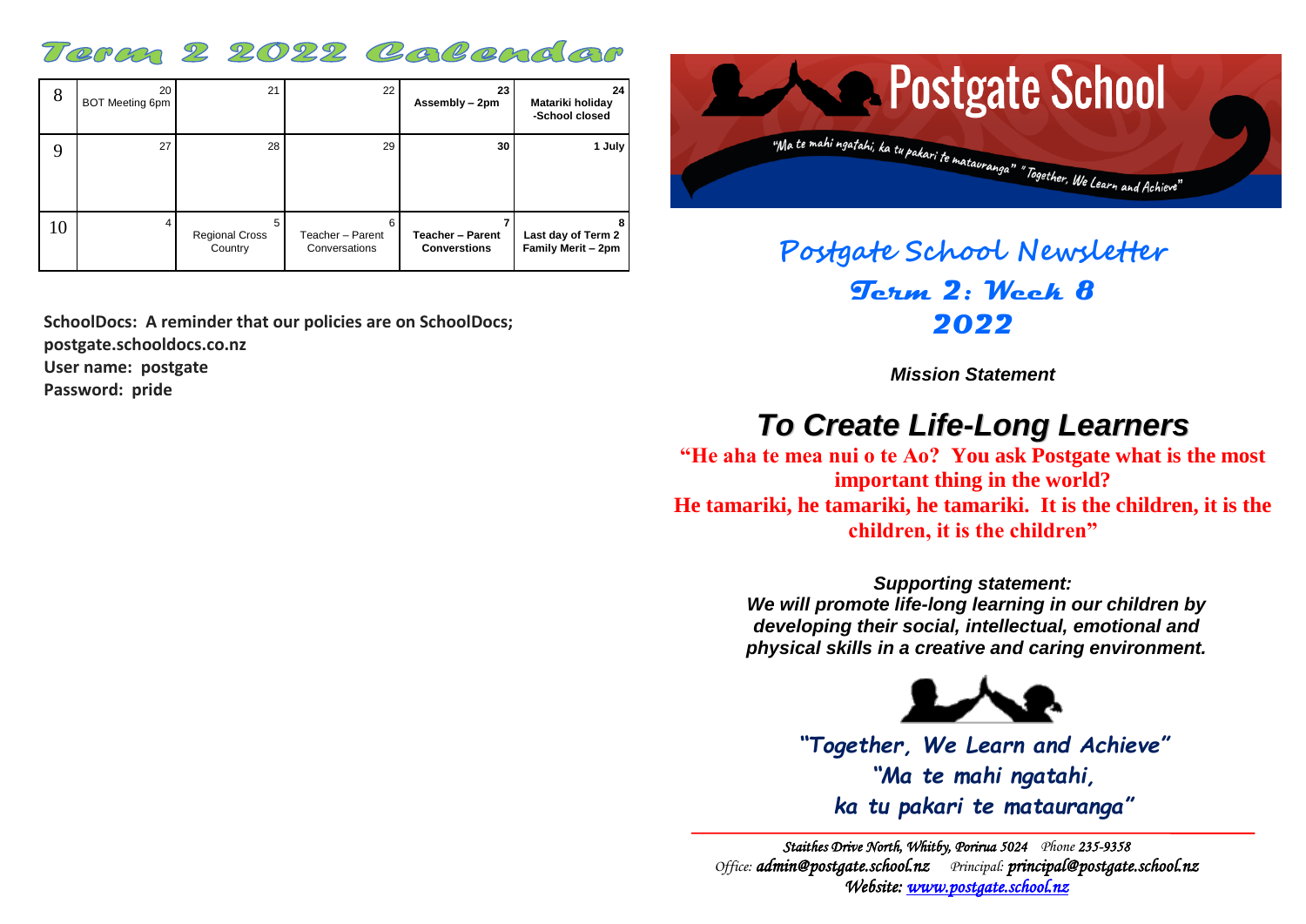# Term 2 2022 Calendar

| Week | Mon | Tue | Wed | Thu | Fri |
|---|---|---|---|---|---|
| 8 | 20 BOT Meeting 6pm | 21 | 22 | **23 Assembly – 2pm** | **24 Matariki holiday -School closed** |
| 9 | 27 | 28 | 29 | **30** | **1 July** |
| 10 | 4 | 5 Regional Cross Country | 6 Teacher – Parent Conversations | **7 Teacher – Parent Converstions** | **8 Last day of Term 2 Family Merit – 2pm** |

**SchoolDocs: A reminder that our policies are on SchoolDocs;**
**postgate.schooldocs.co.nz**
**User name: postgate**
**Password: pride**

# Postgate School

"Ma te mahi ngatahi, ka tu pakari te matauranga" "Together, We Learn and Achieve"

## Postgate School Newsletter

## Term 2: Week 8

## 2022

***Mission Statement***

# *To Create Life-Long Learners*

**"He aha te mea nui o te Ao? You ask Postgate what is the most important thing in the world?**
**He tamariki, he tamariki, he tamariki. It is the children, it is the children, it is the children"**

***Supporting statement:***
***We will promote life-long learning in our children by developing their social, intellectual, emotional and physical skills in a creative and caring environment.***

***"Together, We Learn and Achieve"***
***"Ma te mahi ngatahi,***
***ka tu pakari te matauranga"***

*Staithes Drive North, Whitby, Porirua 5024 Phone 235-9358*
*Office: admin@postgate.school.nz Principal: principal@postgate.school.nz*
*Website: www.postgate.school.nz*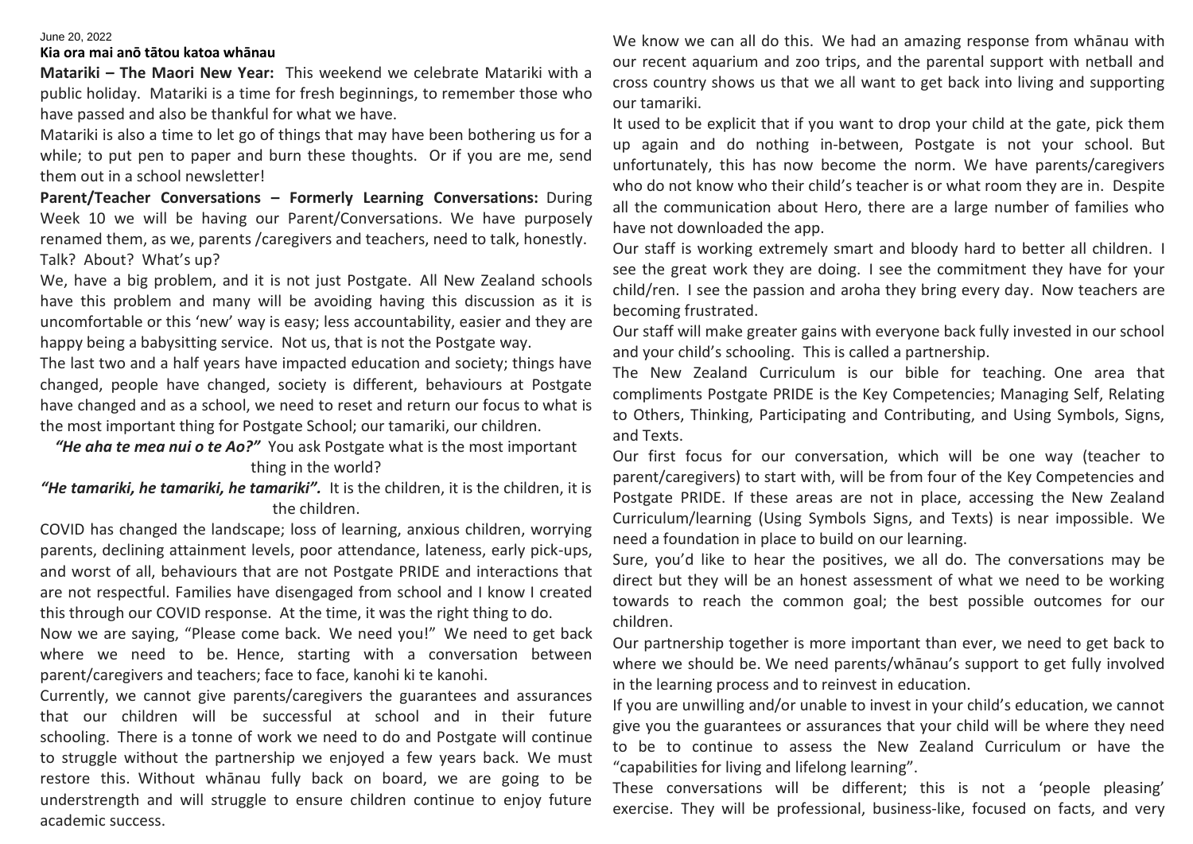June 20, 2022

**Kia ora mai anō tātou katoa whānau**

**Matariki – The Maori New Year:** This weekend we celebrate Matariki with a public holiday. Matariki is a time for fresh beginnings, to remember those who have passed and also be thankful for what we have.

Matariki is also a time to let go of things that may have been bothering us for a while; to put pen to paper and burn these thoughts. Or if you are me, send them out in a school newsletter!

**Parent/Teacher Conversations – Formerly Learning Conversations:** During Week 10 we will be having our Parent/Conversations. We have purposely renamed them, as we, parents /caregivers and teachers, need to talk, honestly.

Talk? About? What's up?

We, have a big problem, and it is not just Postgate. All New Zealand schools have this problem and many will be avoiding having this discussion as it is uncomfortable or this 'new' way is easy; less accountability, easier and they are happy being a babysitting service. Not us, that is not the Postgate way.

The last two and a half years have impacted education and society; things have changed, people have changed, society is different, behaviours at Postgate have changed and as a school, we need to reset and return our focus to what is the most important thing for Postgate School; our tamariki, our children.

***"He aha te mea nui o te Ao?"*** You ask Postgate what is the most important thing in the world?

***"He tamariki, he tamariki, he tamariki".*** It is the children, it is the children, it is the children.

COVID has changed the landscape; loss of learning, anxious children, worrying parents, declining attainment levels, poor attendance, lateness, early pick-ups, and worst of all, behaviours that are not Postgate PRIDE and interactions that are not respectful. Families have disengaged from school and I know I created this through our COVID response. At the time, it was the right thing to do.

Now we are saying, "Please come back. We need you!" We need to get back where we need to be. Hence, starting with a conversation between parent/caregivers and teachers; face to face, kanohi ki te kanohi.

Currently, we cannot give parents/caregivers the guarantees and assurances that our children will be successful at school and in their future schooling. There is a tonne of work we need to do and Postgate will continue to struggle without the partnership we enjoyed a few years back. We must restore this. Without whānau fully back on board, we are going to be understrength and will struggle to ensure children continue to enjoy future academic success.

We know we can all do this. We had an amazing response from whānau with our recent aquarium and zoo trips, and the parental support with netball and cross country shows us that we all want to get back into living and supporting our tamariki.

It used to be explicit that if you want to drop your child at the gate, pick them up again and do nothing in-between, Postgate is not your school. But unfortunately, this has now become the norm. We have parents/caregivers who do not know who their child's teacher is or what room they are in. Despite all the communication about Hero, there are a large number of families who have not downloaded the app.

Our staff is working extremely smart and bloody hard to better all children. I see the great work they are doing. I see the commitment they have for your child/ren. I see the passion and aroha they bring every day. Now teachers are becoming frustrated.

Our staff will make greater gains with everyone back fully invested in our school and your child's schooling. This is called a partnership.

The New Zealand Curriculum is our bible for teaching. One area that compliments Postgate PRIDE is the Key Competencies; Managing Self, Relating to Others, Thinking, Participating and Contributing, and Using Symbols, Signs, and Texts.

Our first focus for our conversation, which will be one way (teacher to parent/caregivers) to start with, will be from four of the Key Competencies and Postgate PRIDE. If these areas are not in place, accessing the New Zealand Curriculum/learning (Using Symbols Signs, and Texts) is near impossible. We need a foundation in place to build on our learning.

Sure, you'd like to hear the positives, we all do. The conversations may be direct but they will be an honest assessment of what we need to be working towards to reach the common goal; the best possible outcomes for our children.

Our partnership together is more important than ever, we need to get back to where we should be. We need parents/whānau's support to get fully involved in the learning process and to reinvest in education.

If you are unwilling and/or unable to invest in your child's education, we cannot give you the guarantees or assurances that your child will be where they need to be to continue to assess the New Zealand Curriculum or have the "capabilities for living and lifelong learning".

These conversations will be different; this is not a 'people pleasing' exercise. They will be professional, business-like, focused on facts, and very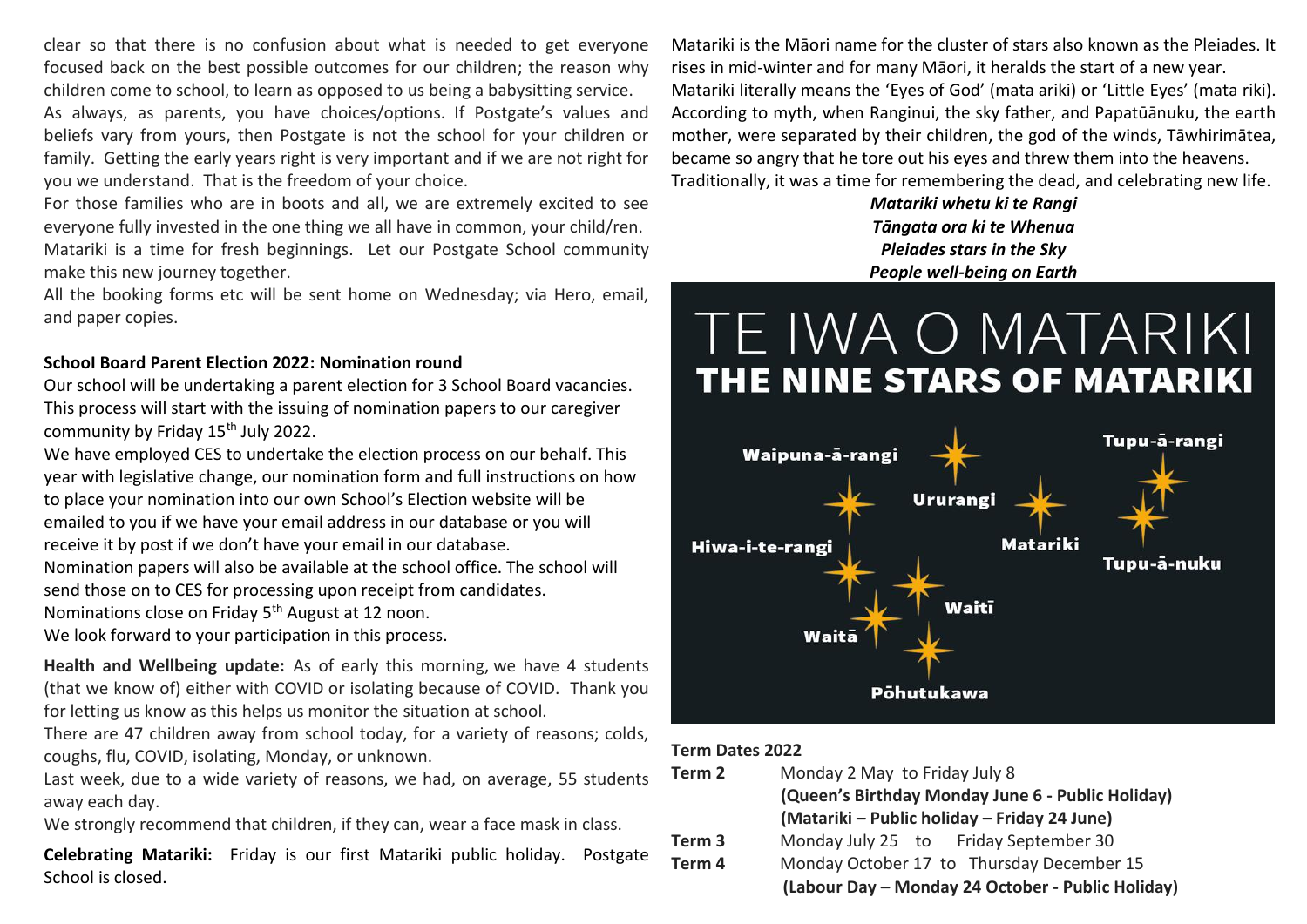clear so that there is no confusion about what is needed to get everyone focused back on the best possible outcomes for our children; the reason why children come to school, to learn as opposed to us being a babysitting service.

As always, as parents, you have choices/options. If Postgate's values and beliefs vary from yours, then Postgate is not the school for your children or family. Getting the early years right is very important and if we are not right for you we understand. That is the freedom of your choice.

For those families who are in boots and all, we are extremely excited to see everyone fully invested in the one thing we all have in common, your child/ren.

Matariki is a time for fresh beginnings. Let our Postgate School community make this new journey together.

All the booking forms etc will be sent home on Wednesday; via Hero, email, and paper copies.

**School Board Parent Election 2022: Nomination round**

Our school will be undertaking a parent election for 3 School Board vacancies. This process will start with the issuing of nomination papers to our caregiver community by Friday 15th July 2022.

We have employed CES to undertake the election process on our behalf. This year with legislative change, our nomination form and full instructions on how to place your nomination into our own School's Election website will be emailed to you if we have your email address in our database or you will receive it by post if we don't have your email in our database.

Nomination papers will also be available at the school office. The school will send those on to CES for processing upon receipt from candidates.

Nominations close on Friday 5th August at 12 noon.

We look forward to your participation in this process.

**Health and Wellbeing update:** As of early this morning, we have 4 students (that we know of) either with COVID or isolating because of COVID. Thank you for letting us know as this helps us monitor the situation at school.

There are 47 children away from school today, for a variety of reasons; colds, coughs, flu, COVID, isolating, Monday, or unknown.

Last week, due to a wide variety of reasons, we had, on average, 55 students away each day.

We strongly recommend that children, if they can, wear a face mask in class.

**Celebrating Matariki:** Friday is our first Matariki public holiday. Postgate School is closed.

Matariki is the Māori name for the cluster of stars also known as the Pleiades. It rises in mid-winter and for many Māori, it heralds the start of a new year. Matariki literally means the 'Eyes of God' (mata ariki) or 'Little Eyes' (mata riki). According to myth, when Ranginui, the sky father, and Papatūānuku, the earth mother, were separated by their children, the god of the winds, Tāwhirimātea, became so angry that he tore out his eyes and threw them into the heavens. Traditionally, it was a time for remembering the dead, and celebrating new life.

***Matariki whetu ki te Rangi***
***Tāngata ora ki te Whenua***
***Pleiades stars in the Sky***
***People well-being on Earth***

TE IWA O MATARIKI
**THE NINE STARS OF MATARIKI**

Waipuna-ā-rangi, Tupu-ā-rangi, Ururangi, Matariki, Hiwa-i-te-rangi, Tupu-ā-nuku, Waitī, Waitā, Pōhutukawa

**Term Dates 2022**

| | |
|---|---|
| **Term 2** | Monday 2 May to Friday July 8 |
| | **(Queen's Birthday Monday June 6 - Public Holiday)** |
| | **(Matariki – Public holiday – Friday 24 June)** |
| **Term 3** | Monday July 25 to Friday September 30 |
| **Term 4** | Monday October 17 to Thursday December 15 |
| | **(Labour Day – Monday 24 October - Public Holiday)** |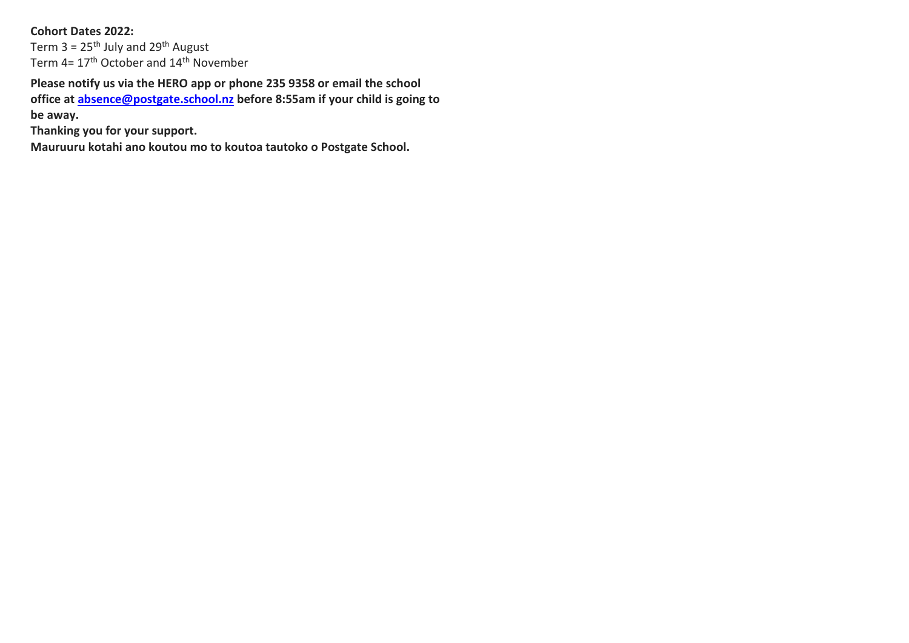**Cohort Dates 2022:**
Term 3 = 25th July and 29th August
Term 4= 17th October and 14th November

**Please notify us via the HERO app or phone 235 9358 or email the school office at absence@postgate.school.nz before 8:55am if your child is going to be away.**
**Thanking you for your support.**
**Mauruuru kotahi ano koutou mo to koutoa tautoko o Postgate School.**